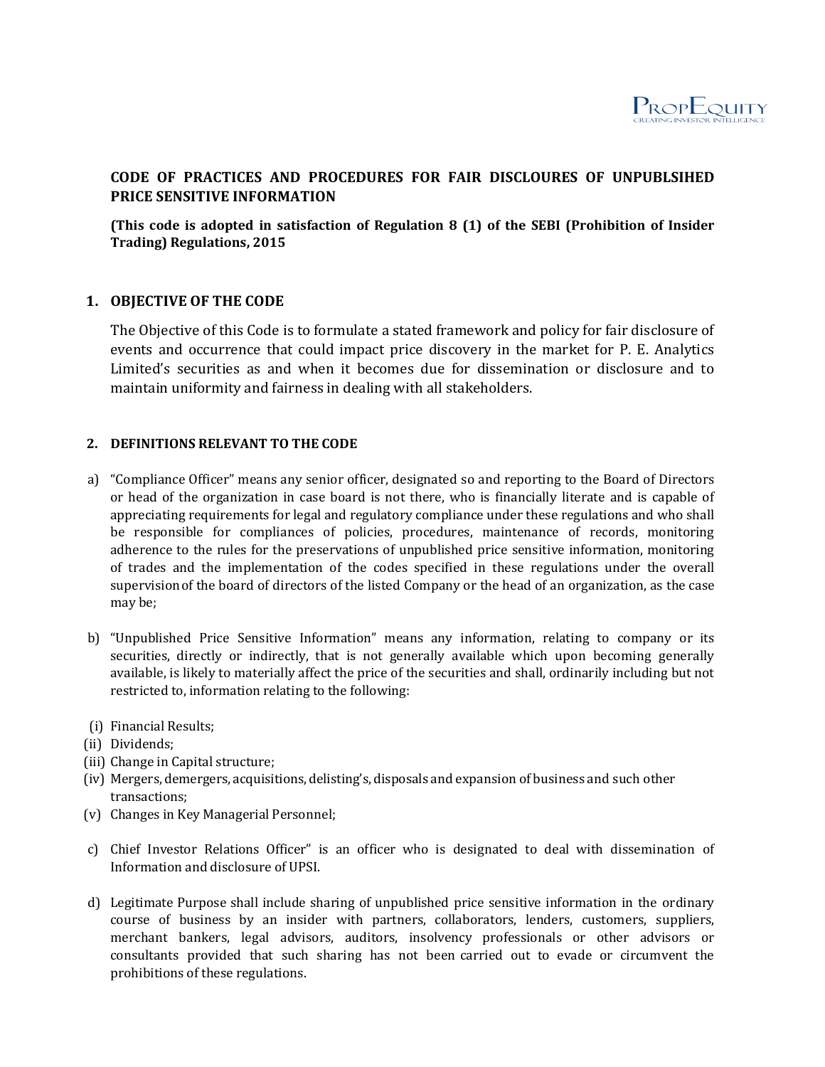PropEquity
CREATING INVESTOR INTELLIGENCE

**CODE OF PRACTICES AND PROCEDURES FOR FAIR DISCLOURES OF UNPUBLSIHED PRICE SENSITIVE INFORMATION**

**(This code is adopted in satisfaction of Regulation 8 (1) of the SEBI (Prohibition of Insider Trading) Regulations, 2015**

## 1. OBJECTIVE OF THE CODE

The Objective of this Code is to formulate a stated framework and policy for fair disclosure of events and occurrence that could impact price discovery in the market for P. E. Analytics Limited's securities as and when it becomes due for dissemination or disclosure and to maintain uniformity and fairness in dealing with all stakeholders.

## 2. DEFINITIONS RELEVANT TO THE CODE

a) "Compliance Officer" means any senior officer, designated so and reporting to the Board of Directors or head of the organization in case board is not there, who is financially literate and is capable of appreciating requirements for legal and regulatory compliance under these regulations and who shall be responsible for compliances of policies, procedures, maintenance of records, monitoring adherence to the rules for the preservations of unpublished price sensitive information, monitoring of trades and the implementation of the codes specified in these regulations under the overall supervision of the board of directors of the listed Company or the head of an organization, as the case may be;

b) "Unpublished Price Sensitive Information" means any information, relating to company or its securities, directly or indirectly, that is not generally available which upon becoming generally available, is likely to materially affect the price of the securities and shall, ordinarily including but not restricted to, information relating to the following:

(i) Financial Results;
(ii) Dividends;
(iii) Change in Capital structure;
(iv) Mergers, demergers, acquisitions, delisting's, disposals and expansion of business and such other transactions;
(v) Changes in Key Managerial Personnel;

c) Chief Investor Relations Officer" is an officer who is designated to deal with dissemination of Information and disclosure of UPSI.

d) Legitimate Purpose shall include sharing of unpublished price sensitive information in the ordinary course of business by an insider with partners, collaborators, lenders, customers, suppliers, merchant bankers, legal advisors, auditors, insolvency professionals or other advisors or consultants provided that such sharing has not been carried out to evade or circumvent the prohibitions of these regulations.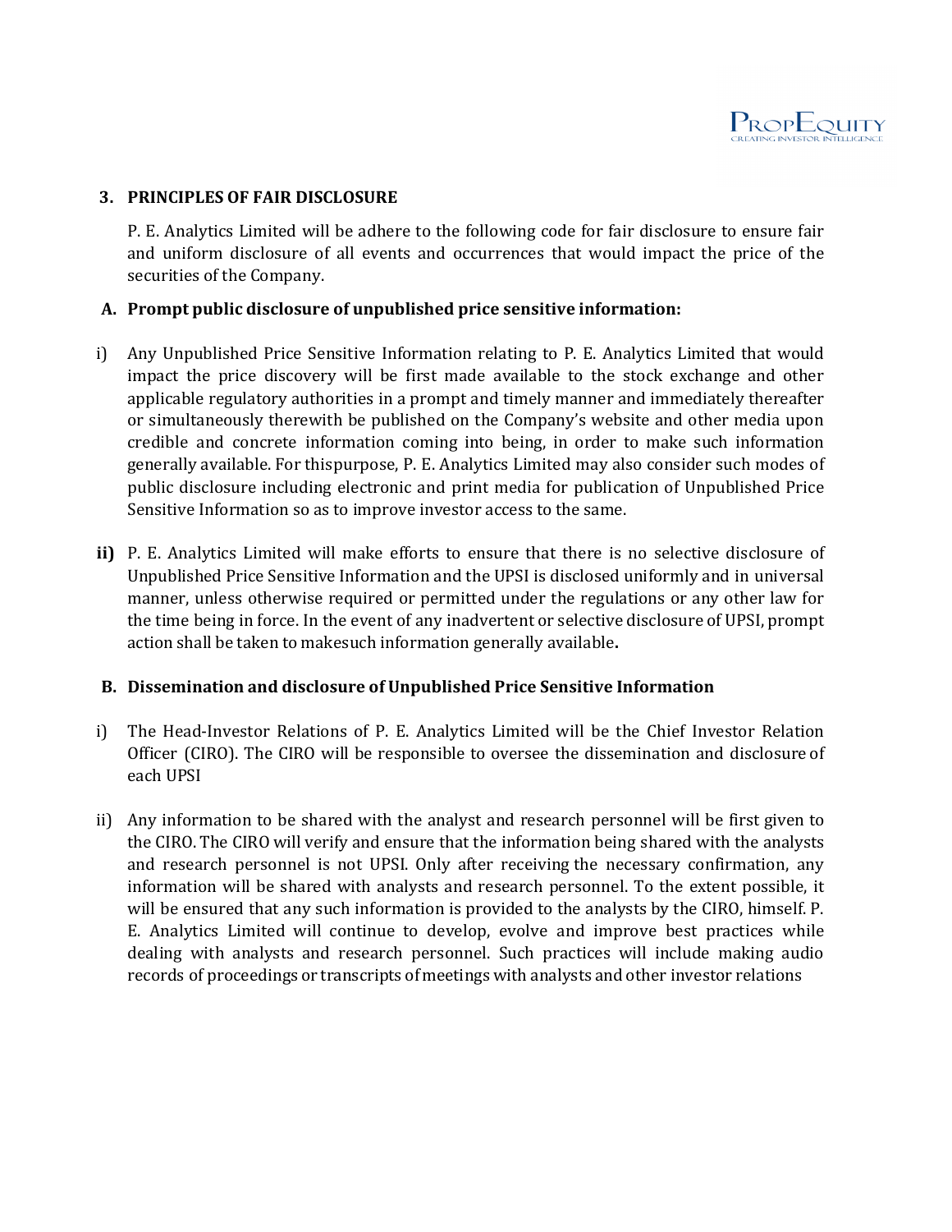### 3. PRINCIPLES OF FAIR DISCLOSURE

P. E. Analytics Limited will be adhere to the following code for fair disclosure to ensure fair and uniform disclosure of all events and occurrences that would impact the price of the securities of the Company.

#### A. Prompt public disclosure of unpublished price sensitive information:

i) Any Unpublished Price Sensitive Information relating to P. E. Analytics Limited that would impact the price discovery will be first made available to the stock exchange and other applicable regulatory authorities in a prompt and timely manner and immediately thereafter or simultaneously therewith be published on the Company's website and other media upon credible and concrete information coming into being, in order to make such information generally available. For thispurpose, P. E. Analytics Limited may also consider such modes of public disclosure including electronic and print media for publication of Unpublished Price Sensitive Information so as to improve investor access to the same.

**ii)** P. E. Analytics Limited will make efforts to ensure that there is no selective disclosure of Unpublished Price Sensitive Information and the UPSI is disclosed uniformly and in universal manner, unless otherwise required or permitted under the regulations or any other law for the time being in force. In the event of any inadvertent or selective disclosure of UPSI, prompt action shall be taken to makesuch information generally available**.**

#### B. Dissemination and disclosure of Unpublished Price Sensitive Information

i) The Head-Investor Relations of P. E. Analytics Limited will be the Chief Investor Relation Officer (CIRO). The CIRO will be responsible to oversee the dissemination and disclosure of each UPSI

ii) Any information to be shared with the analyst and research personnel will be first given to the CIRO. The CIRO will verify and ensure that the information being shared with the analysts and research personnel is not UPSI. Only after receiving the necessary confirmation, any information will be shared with analysts and research personnel. To the extent possible, it will be ensured that any such information is provided to the analysts by the CIRO, himself. P. E. Analytics Limited will continue to develop, evolve and improve best practices while dealing with analysts and research personnel. Such practices will include making audio records of proceedings or transcripts of meetings with analysts and other investor relations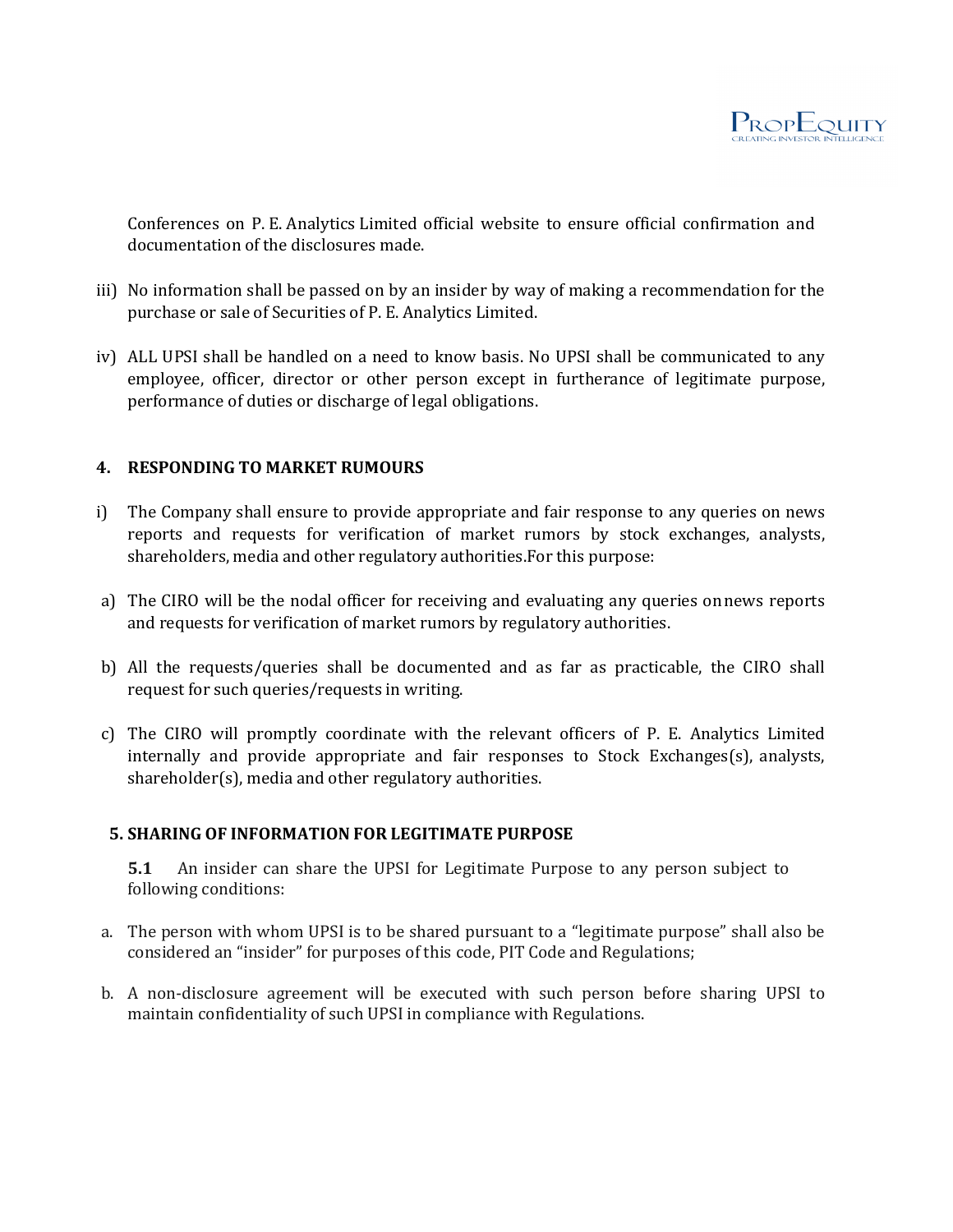Conferences on P. E. Analytics Limited official website to ensure official confirmation and documentation of the disclosures made.

iii) No information shall be passed on by an insider by way of making a recommendation for the purchase or sale of Securities of P. E. Analytics Limited.

iv) ALL UPSI shall be handled on a need to know basis. No UPSI shall be communicated to any employee, officer, director or other person except in furtherance of legitimate purpose, performance of duties or discharge of legal obligations.

## 4. RESPONDING TO MARKET RUMOURS

i) The Company shall ensure to provide appropriate and fair response to any queries on news reports and requests for verification of market rumors by stock exchanges, analysts, shareholders, media and other regulatory authorities.For this purpose:

a) The CIRO will be the nodal officer for receiving and evaluating any queries on news reports and requests for verification of market rumors by regulatory authorities.

b) All the requests/queries shall be documented and as far as practicable, the CIRO shall request for such queries/requests in writing.

c) The CIRO will promptly coordinate with the relevant officers of P. E. Analytics Limited internally and provide appropriate and fair responses to Stock Exchanges(s), analysts, shareholder(s), media and other regulatory authorities.

## 5. SHARING OF INFORMATION FOR LEGITIMATE PURPOSE

**5.1** An insider can share the UPSI for Legitimate Purpose to any person subject to following conditions:

a. The person with whom UPSI is to be shared pursuant to a "legitimate purpose" shall also be considered an "insider" for purposes of this code, PIT Code and Regulations;

b. A non-disclosure agreement will be executed with such person before sharing UPSI to maintain confidentiality of such UPSI in compliance with Regulations.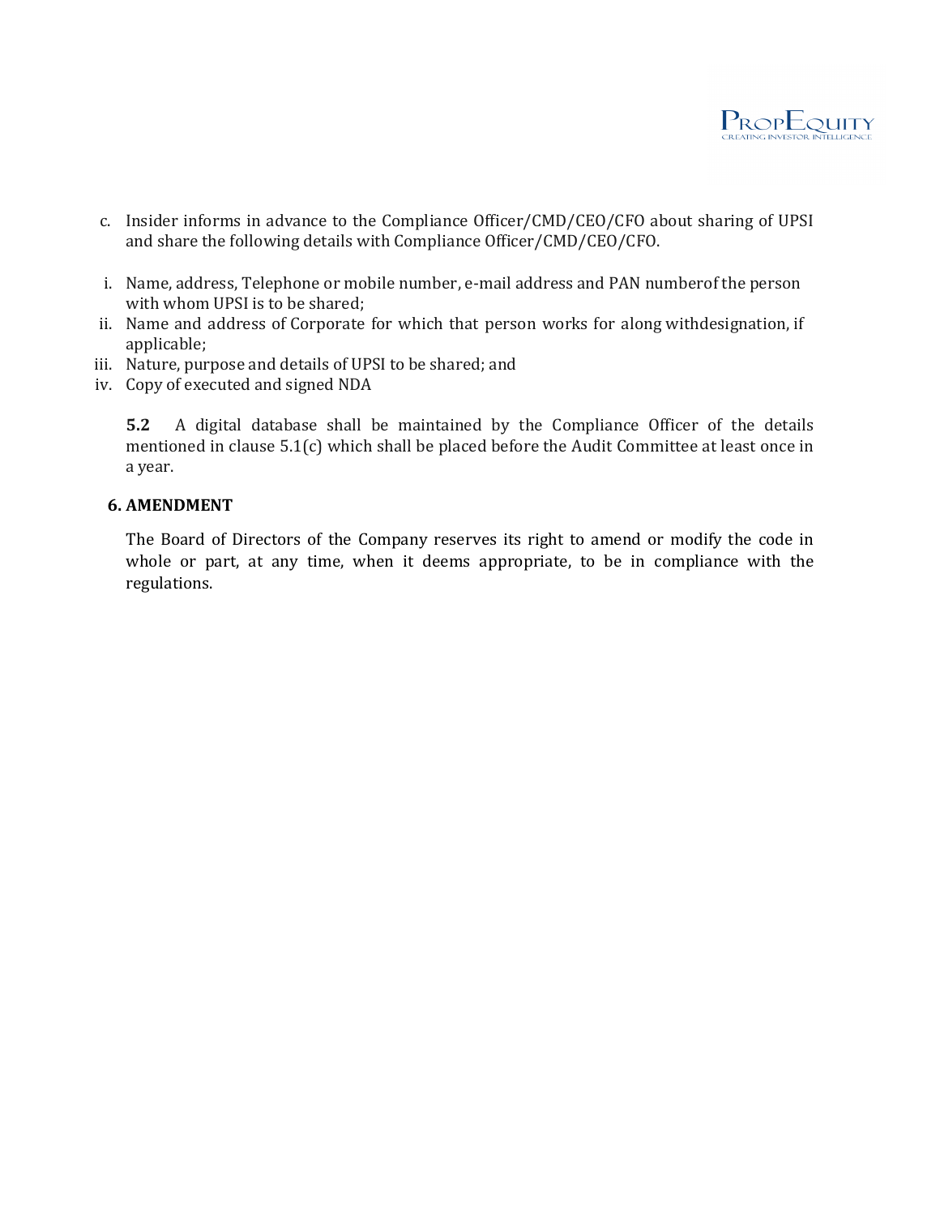c. Insider informs in advance to the Compliance Officer/CMD/CEO/CFO about sharing of UPSI and share the following details with Compliance Officer/CMD/CEO/CFO.

i. Name, address, Telephone or mobile number, e-mail address and PAN numberof the person with whom UPSI is to be shared;
ii. Name and address of Corporate for which that person works for along withdesignation, if applicable;
iii. Nature, purpose and details of UPSI to be shared; and
iv. Copy of executed and signed NDA

**5.2** A digital database shall be maintained by the Compliance Officer of the details mentioned in clause 5.1(c) which shall be placed before the Audit Committee at least once in a year.

## 6. AMENDMENT

The Board of Directors of the Company reserves its right to amend or modify the code in whole or part, at any time, when it deems appropriate, to be in compliance with the regulations.